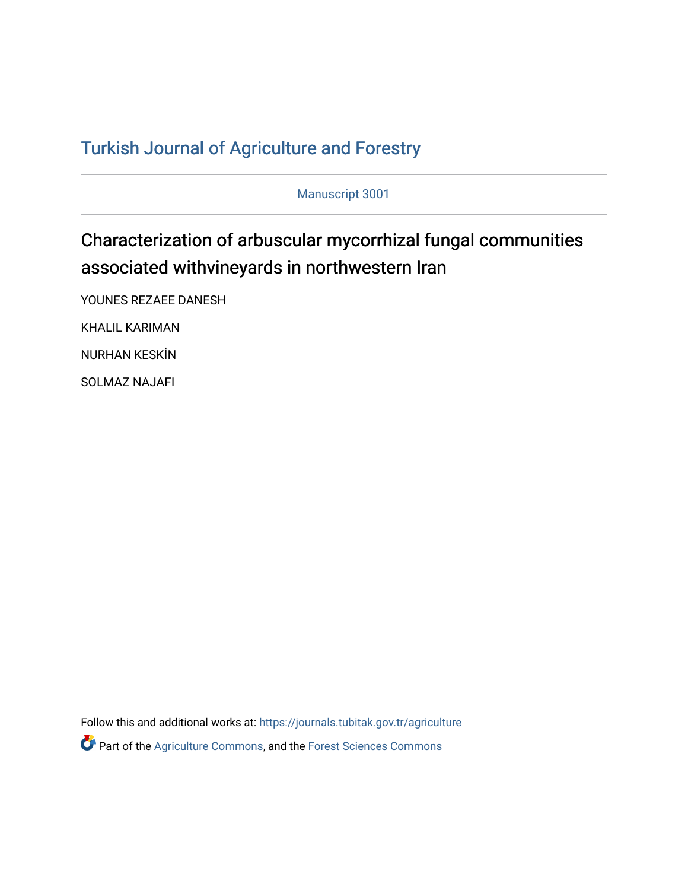# Turkish Journal of Agriculture and Forestry

Manuscript 3001

## Characterization of arbuscular mycorrhizal fungal communities associated withvineyards in northwestern Iran

YOUNES REZAEE DANESH

KHALIL KARIMAN

NURHAN KESKİN

SOLMAZ NAJAFI

Follow this and additional works at: https://journals.tubitak.gov.tr/agriculture

Part of the Agriculture Commons, and the Forest Sciences Commons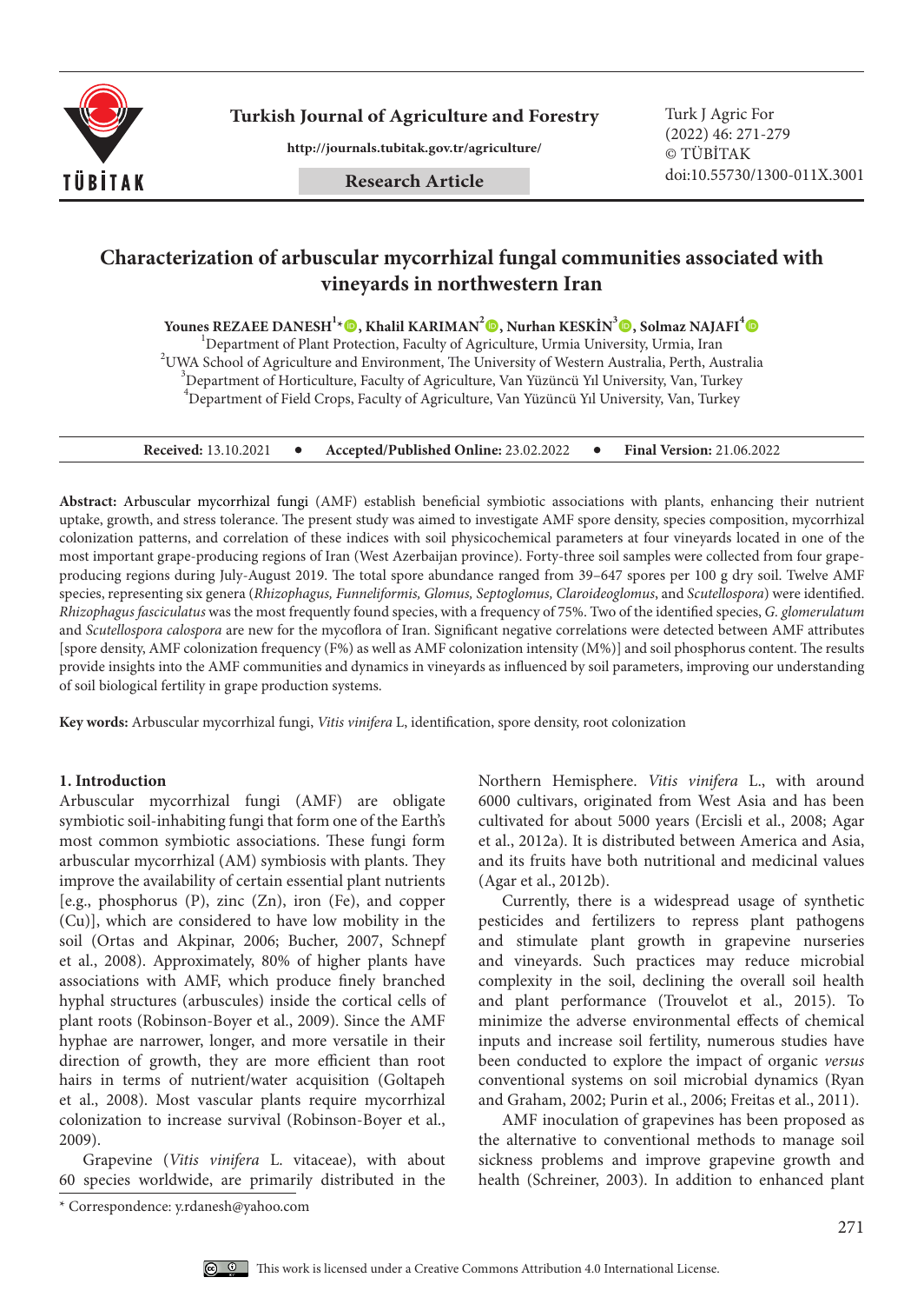# Characterization of arbuscular mycorrhizal fungal communities associated with vineyards in northwestern Iran

**Younes REZAEE DANESH**[1,*], **Khalil KARIMAN**[2], **Nurhan KESKİN**[3], **Solmaz NAJAFI**[4]

[1]Department of Plant Protection, Faculty of Agriculture, Urmia University, Urmia, Iran
[2]UWA School of Agriculture and Environment, The University of Western Australia, Perth, Australia
[3]Department of Horticulture, Faculty of Agriculture, Van Yüzüncü Yıl University, Van, Turkey
[4]Department of Field Crops, Faculty of Agriculture, Van Yüzüncü Yıl University, Van, Turkey

**Received:** 13.10.2021 • **Accepted/Published Online:** 23.02.2022 • **Final Version:** 21.06.2022

**Abstract:** Arbuscular mycorrhizal fungi (AMF) establish beneficial symbiotic associations with plants, enhancing their nutrient uptake, growth, and stress tolerance. The present study was aimed to investigate AMF spore density, species composition, mycorrhizal colonization patterns, and correlation of these indices with soil physicochemical parameters at four vineyards located in one of the most important grape-producing regions of Iran (West Azerbaijan province). Forty-three soil samples were collected from four grape-producing regions during July-August 2019. The total spore abundance ranged from 39–647 spores per 100 g dry soil. Twelve AMF species, representing six genera (*Rhizophagus, Funneliformis, Glomus, Septoglomus, Claroideoglomus*, and *Scutellospora*) were identified. *Rhizophagus fasciculatus* was the most frequently found species, with a frequency of 75%. Two of the identified species, *G. glomerulatum* and *Scutellospora calospora* are new for the mycoflora of Iran. Significant negative correlations were detected between AMF attributes [spore density, AMF colonization frequency (F%) as well as AMF colonization intensity (M%)] and soil phosphorus content. The results provide insights into the AMF communities and dynamics in vineyards as influenced by soil parameters, improving our understanding of soil biological fertility in grape production systems.

**Key words:** Arbuscular mycorrhizal fungi, *Vitis vinifera* L, identification, spore density, root colonization

## 1. Introduction

Arbuscular mycorrhizal fungi (AMF) are obligate symbiotic soil-inhabiting fungi that form one of the Earth's most common symbiotic associations. These fungi form arbuscular mycorrhizal (AM) symbiosis with plants. They improve the availability of certain essential plant nutrients [e.g., phosphorus (P), zinc (Zn), iron (Fe), and copper (Cu)], which are considered to have low mobility in the soil (Ortas and Akpinar, 2006; Bucher, 2007, Schnepf et al., 2008). Approximately, 80% of higher plants have associations with AMF, which produce finely branched hyphal structures (arbuscules) inside the cortical cells of plant roots (Robinson-Boyer et al., 2009). Since the AMF hyphae are narrower, longer, and more versatile in their direction of growth, they are more efficient than root hairs in terms of nutrient/water acquisition (Goltapeh et al., 2008). Most vascular plants require mycorrhizal colonization to increase survival (Robinson-Boyer et al., 2009).

Grapevine (*Vitis vinifera* L. vitaceae), with about 60 species worldwide, are primarily distributed in the Northern Hemisphere. *Vitis vinifera* L., with around 6000 cultivars, originated from West Asia and has been cultivated for about 5000 years (Ercisli et al., 2008; Agar et al., 2012a). It is distributed between America and Asia, and its fruits have both nutritional and medicinal values (Agar et al., 2012b).

Currently, there is a widespread usage of synthetic pesticides and fertilizers to repress plant pathogens and stimulate plant growth in grapevine nurseries and vineyards. Such practices may reduce microbial complexity in the soil, declining the overall soil health and plant performance (Trouvelot et al., 2015). To minimize the adverse environmental effects of chemical inputs and increase soil fertility, numerous studies have been conducted to explore the impact of organic *versus* conventional systems on soil microbial dynamics (Ryan and Graham, 2002; Purin et al., 2006; Freitas et al., 2011).

AMF inoculation of grapevines has been proposed as the alternative to conventional methods to manage soil sickness problems and improve grapevine growth and health (Schreiner, 2003). In addition to enhanced plant

* Correspondence: y.rdanesh@yahoo.com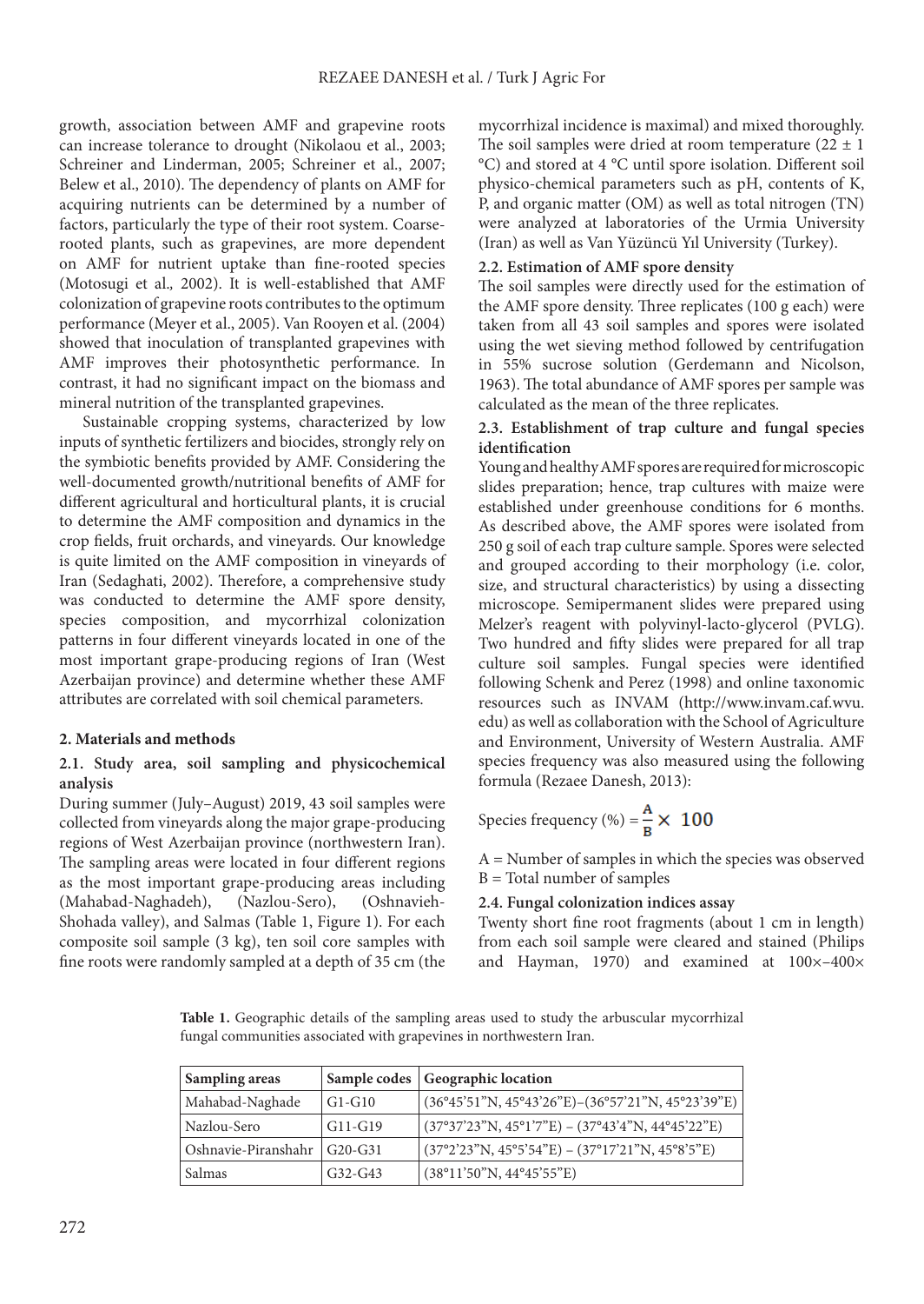growth, association between AMF and grapevine roots can increase tolerance to drought (Nikolaou et al., 2003; Schreiner and Linderman, 2005; Schreiner et al., 2007; Belew et al., 2010). The dependency of plants on AMF for acquiring nutrients can be determined by a number of factors, particularly the type of their root system. Coarse-rooted plants, such as grapevines, are more dependent on AMF for nutrient uptake than fine-rooted species (Motosugi et al., 2002). It is well-established that AMF colonization of grapevine roots contributes to the optimum performance (Meyer et al., 2005). Van Rooyen et al. (2004) showed that inoculation of transplanted grapevines with AMF improves their photosynthetic performance. In contrast, it had no significant impact on the biomass and mineral nutrition of the transplanted grapevines.

Sustainable cropping systems, characterized by low inputs of synthetic fertilizers and biocides, strongly rely on the symbiotic benefits provided by AMF. Considering the well-documented growth/nutritional benefits of AMF for different agricultural and horticultural plants, it is crucial to determine the AMF composition and dynamics in the crop fields, fruit orchards, and vineyards. Our knowledge is quite limited on the AMF composition in vineyards of Iran (Sedaghati, 2002). Therefore, a comprehensive study was conducted to determine the AMF spore density, species composition, and mycorrhizal colonization patterns in four different vineyards located in one of the most important grape-producing regions of Iran (West Azerbaijan province) and determine whether these AMF attributes are correlated with soil chemical parameters.

## 2. Materials and methods

### 2.1. Study area, soil sampling and physicochemical analysis

During summer (July–August) 2019, 43 soil samples were collected from vineyards along the major grape-producing regions of West Azerbaijan province (northwestern Iran). The sampling areas were located in four different regions as the most important grape-producing areas including (Mahabad-Naghadeh), (Nazlou-Sero), (Oshnavieh-Shohada valley), and Salmas (Table 1, Figure 1). For each composite soil sample (3 kg), ten soil core samples with fine roots were randomly sampled at a depth of 35 cm (the mycorrhizal incidence is maximal) and mixed thoroughly. The soil samples were dried at room temperature (22 ± 1 °C) and stored at 4 °C until spore isolation. Different soil physico-chemical parameters such as pH, contents of K, P, and organic matter (OM) as well as total nitrogen (TN) were analyzed at laboratories of the Urmia University (Iran) as well as Van Yüzüncü Yıl University (Turkey).

### 2.2. Estimation of AMF spore density

The soil samples were directly used for the estimation of the AMF spore density. Three replicates (100 g each) were taken from all 43 soil samples and spores were isolated using the wet sieving method followed by centrifugation in 55% sucrose solution (Gerdemann and Nicolson, 1963). The total abundance of AMF spores per sample was calculated as the mean of the three replicates.

### 2.3. Establishment of trap culture and fungal species identification

Young and healthy AMF spores are required for microscopic slides preparation; hence, trap cultures with maize were established under greenhouse conditions for 6 months. As described above, the AMF spores were isolated from 250 g soil of each trap culture sample. Spores were selected and grouped according to their morphology (i.e. color, size, and structural characteristics) by using a dissecting microscope. Semipermanent slides were prepared using Melzer's reagent with polyvinyl-lacto-glycerol (PVLG). Two hundred and fifty slides were prepared for all trap culture soil samples. Fungal species were identified following Schenk and Perez (1998) and online taxonomic resources such as INVAM (http://www.invam.caf.wvu.edu) as well as collaboration with the School of Agriculture and Environment, University of Western Australia. AMF species frequency was also measured using the following formula (Rezaee Danesh, 2013):

$$\text{Species frequency (\%)} = \frac{A}{B} \times 100$$

A = Number of samples in which the species was observed
B = Total number of samples

### 2.4. Fungal colonization indices assay

Twenty short fine root fragments (about 1 cm in length) from each soil sample were cleared and stained (Philips and Hayman, 1970) and examined at 100×–400×

**Table 1.** Geographic details of the sampling areas used to study the arbuscular mycorrhizal fungal communities associated with grapevines in northwestern Iran.

| Sampling areas | Sample codes | Geographic location |
|---|---|---|
| Mahabad-Naghade | G1-G10 | (36°45'51"N, 45°43'26"E)–(36°57'21"N, 45°23'39"E) |
| Nazlou-Sero | G11-G19 | (37°37'23"N, 45°1'7"E) – (37°43'4"N, 44°45'22"E) |
| Oshnavie-Piranshahr | G20-G31 | (37°2'23"N, 45°5'54"E) – (37°17'21"N, 45°8'5"E) |
| Salmas | G32-G43 | (38°11'50"N, 44°45'55"E) |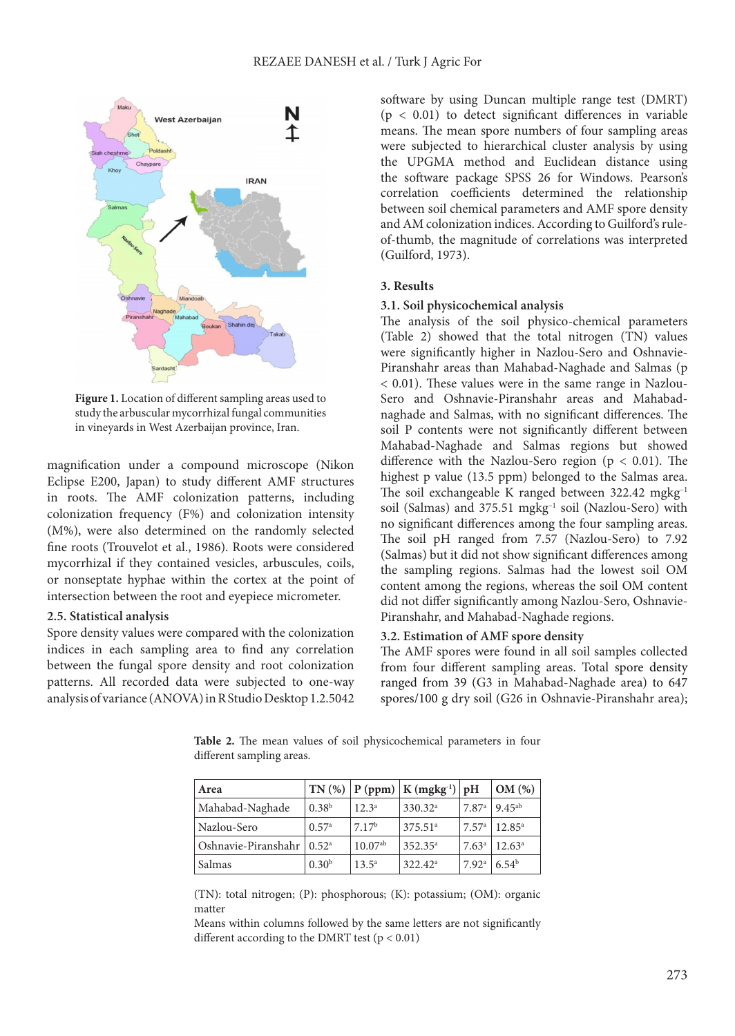Figure 1. Location of different sampling areas used to study the arbuscular mycorrhizal fungal communities in vineyards in West Azerbaijan province, Iran.

magnification under a compound microscope (Nikon Eclipse E200, Japan) to study different AMF structures in roots. The AMF colonization patterns, including colonization frequency (F%) and colonization intensity (M%), were also determined on the randomly selected fine roots (Trouvelot et al., 1986). Roots were considered mycorrhizal if they contained vesicles, arbuscules, coils, or nonseptate hyphae within the cortex at the point of intersection between the root and eyepiece micrometer.

### 2.5. Statistical analysis

Spore density values were compared with the colonization indices in each sampling area to find any correlation between the fungal spore density and root colonization patterns. All recorded data were subjected to one-way analysis of variance (ANOVA) in R Studio Desktop 1.2.5042 software by using Duncan multiple range test (DMRT) ($p < 0.01$) to detect significant differences in variable means. The mean spore numbers of four sampling areas were subjected to hierarchical cluster analysis by using the UPGMA method and Euclidean distance using the software package SPSS 26 for Windows. Pearson's correlation coefficients determined the relationship between soil chemical parameters and AMF spore density and AM colonization indices. According to Guilford's rule-of-thumb, the magnitude of correlations was interpreted (Guilford, 1973).

## 3. Results

### 3.1. Soil physicochemical analysis

The analysis of the soil physico-chemical parameters (Table 2) showed that the total nitrogen (TN) values were significantly higher in Nazlou-Sero and Oshnavie-Piranshahr areas than Mahabad-Naghade and Salmas ($p < 0.01$). These values were in the same range in Nazlou-Sero and Oshnavie-Piranshahr areas and Mahabad-naghade and Salmas, with no significant differences. The soil P contents were not significantly different between Mahabad-Naghade and Salmas regions but showed difference with the Nazlou-Sero region ($p < 0.01$). The highest p value (13.5 ppm) belonged to the Salmas area. The soil exchangeable K ranged between 322.42 $mgkg^{-1}$ soil (Salmas) and 375.51 $mgkg^{-1}$ soil (Nazlou-Sero) with no significant differences among the four sampling areas. The soil pH ranged from 7.57 (Nazlou-Sero) to 7.92 (Salmas) but it did not show significant differences among the sampling regions. Salmas had the lowest soil OM content among the regions, whereas the soil OM content did not differ significantly among Nazlou-Sero, Oshnavie-Piranshahr, and Mahabad-Naghade regions.

### 3.2. Estimation of AMF spore density

The AMF spores were found in all soil samples collected from four different sampling areas. Total spore density ranged from 39 (G3 in Mahabad-Naghade area) to 647 spores/100 g dry soil (G26 in Oshnavie-Piranshahr area);

**Table 2.** The mean values of soil physicochemical parameters in four different sampling areas.

| Area | TN (%) | P (ppm) | K ($mgkg^{-1}$) | pH | OM (%) |
|---|---|---|---|---|---|
| Mahabad-Naghade | $0.38^{b}$ | $12.3^{a}$ | $330.32^{a}$ | $7.87^{a}$ | $9.45^{ab}$ |
| Nazlou-Sero | $0.57^{a}$ | $7.17^{b}$ | $375.51^{a}$ | $7.57^{a}$ | $12.85^{a}$ |
| Oshnavie-Piranshahr | $0.52^{a}$ | $10.07^{ab}$ | $352.35^{a}$ | $7.63^{a}$ | $12.63^{a}$ |
| Salmas | $0.30^{b}$ | $13.5^{a}$ | $322.42^{a}$ | $7.92^{a}$ | $6.54^{b}$ |

(TN): total nitrogen; (P): phosphorous; (K): potassium; (OM): organic matter

Means within columns followed by the same letters are not significantly different according to the DMRT test ($p < 0.01$)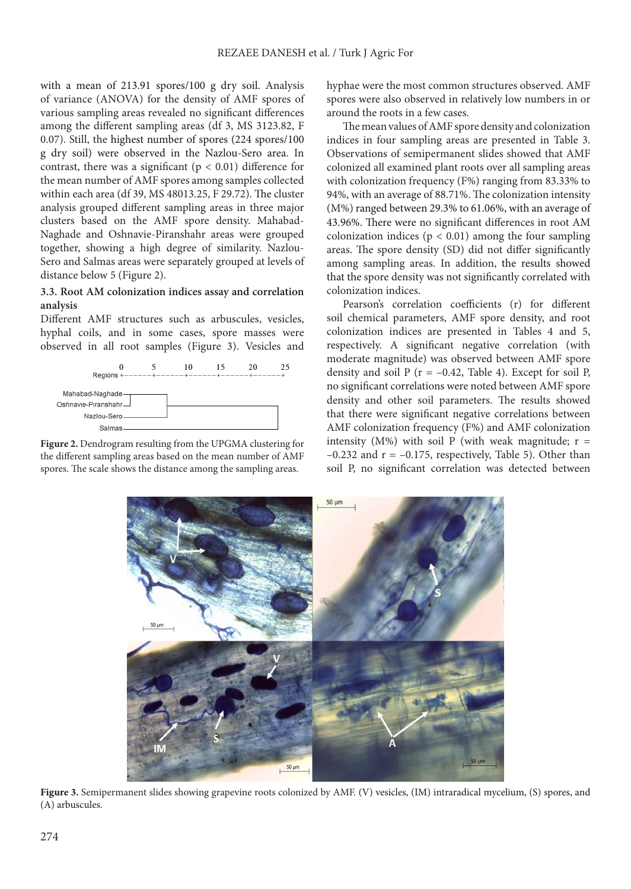with a mean of 213.91 spores/100 g dry soil. Analysis of variance (ANOVA) for the density of AMF spores of various sampling areas revealed no significant differences among the different sampling areas (df 3, MS 3123.82, F 0.07). Still, the highest number of spores (224 spores/100 g dry soil) were observed in the Nazlou-Sero area. In contrast, there was a significant ($p < 0.01$) difference for the mean number of AMF spores among samples collected within each area (df 39, MS 48013.25, F 29.72). The cluster analysis grouped different sampling areas in three major clusters based on the AMF spore density. Mahabad-Naghade and Oshnavie-Piranshahr areas were grouped together, showing a high degree of similarity. Nazlou-Sero and Salmas areas were separately grouped at levels of distance below 5 (Figure 2).

Figure 2. Dendrogram resulting from the UPGMA clustering for the different sampling areas based on the mean number of AMF spores. The scale shows the distance among the sampling areas.

### 3.3. Root AM colonization indices assay and correlation analysis

Different AMF structures such as arbuscules, vesicles, hyphal coils, and in some cases, spore masses were observed in all root samples (Figure 3). Vesicles and hyphae were the most common structures observed. AMF spores were also observed in relatively low numbers in or around the roots in a few cases.

The mean values of AMF spore density and colonization indices in four sampling areas are presented in Table 3. Observations of semipermanent slides showed that AMF colonized all examined plant roots over all sampling areas with colonization frequency (F%) ranging from 83.33% to 94%, with an average of 88.71%. The colonization intensity (M%) ranged between 29.3% to 61.06%, with an average of 43.96%. There were no significant differences in root AM colonization indices ($p < 0.01$) among the four sampling areas. The spore density (SD) did not differ significantly among sampling areas. In addition, the results showed that the spore density was not significantly correlated with colonization indices.

Pearson's correlation coefficients (r) for different soil chemical parameters, AMF spore density, and root colonization indices are presented in Tables 4 and 5, respectively. A significant negative correlation (with moderate magnitude) was observed between AMF spore density and soil P ($r = -0.42$, Table 4). Except for soil P, no significant correlations were noted between AMF spore density and other soil parameters. The results showed that there were significant negative correlations between AMF colonization frequency (F%) and AMF colonization intensity (M%) with soil P (with weak magnitude; $r = -0.232$ and $r = -0.175$, respectively, Table 5). Other than soil P, no significant correlation was detected between

Figure 3. Semipermanent slides showing grapevine roots colonized by AMF. (V) vesicles, (IM) intraradical mycelium, (S) spores, and (A) arbuscules.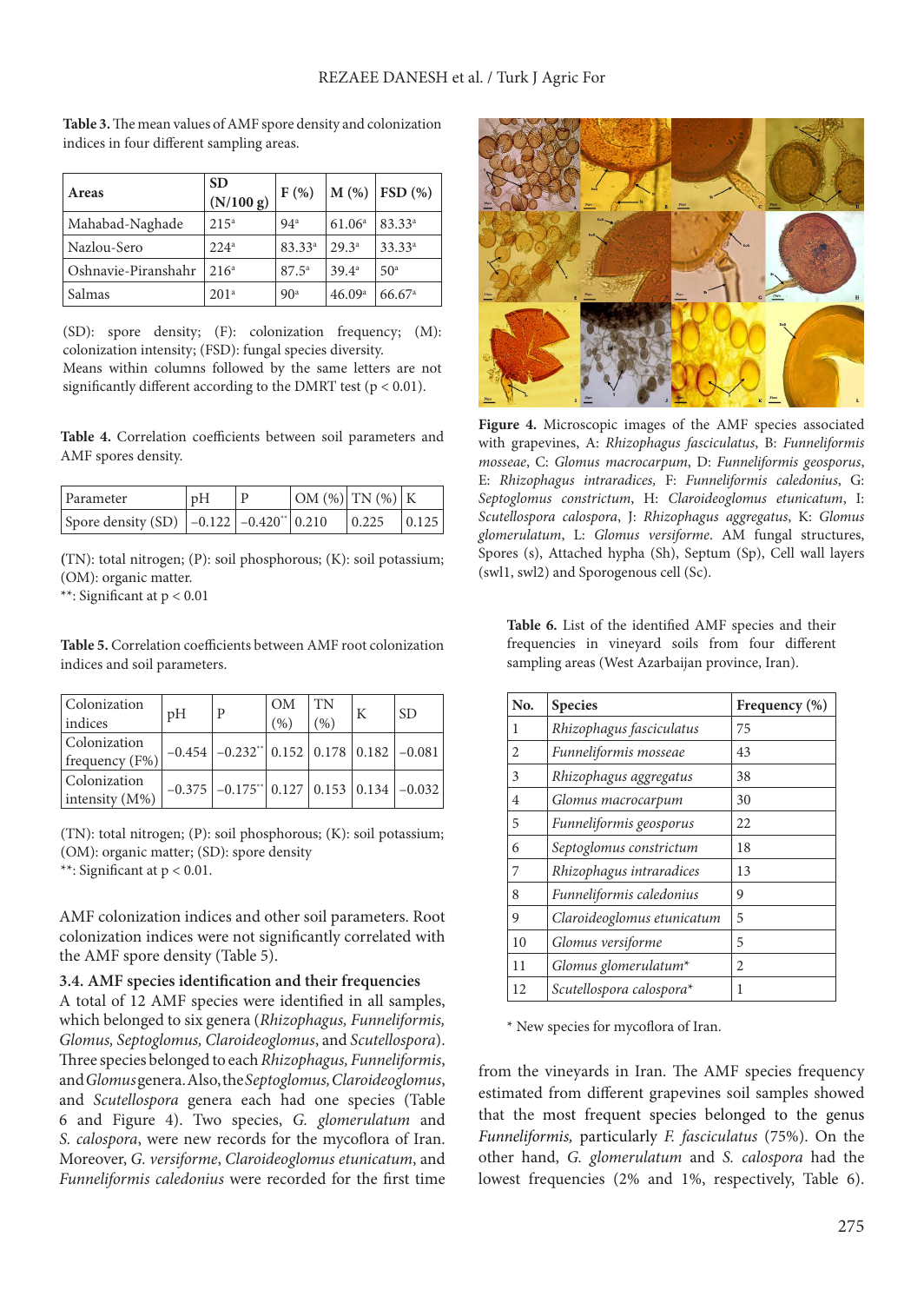**Table 3.** The mean values of AMF spore density and colonization indices in four different sampling areas.

| Areas | SD (N/100 g) | F (%) | M (%) | FSD (%) |
|---|---|---|---|---|
| Mahabad-Naghade | 215[a] | 94[a] | 61.06[a] | 83.33[a] |
| Nazlou-Sero | 224[a] | 83.33[a] | 29.3[a] | 33.33[a] |
| Oshnavie-Piranshahr | 216[a] | 87.5[a] | 39.4[a] | 50[a] |
| Salmas | 201[a] | 90[a] | 46.09[a] | 66.67[a] |

(SD): spore density; (F): colonization frequency; (M): colonization intensity; (FSD): fungal species diversity.
Means within columns followed by the same letters are not significantly different according to the DMRT test ($p < 0.01$).

**Table 4.** Correlation coefficients between soil parameters and AMF spores density.

| Parameter | pH | P | OM (%) | TN (%) | K |
|---|---|---|---|---|---|
| Spore density (SD) | −0.122 | −0.420** | 0.210 | 0.225 | 0.125 |

(TN): total nitrogen; (P): soil phosphorous; (K): soil potassium; (OM): organic matter.
**: Significant at $p < 0.01$

**Table 5.** Correlation coefficients between AMF root colonization indices and soil parameters.

| Colonization indices | pH | P | OM (%) | TN (%) | K | SD |
|---|---|---|---|---|---|---|
| Colonization frequency (F%) | −0.454 | −0.232** | 0.152 | 0.178 | 0.182 | −0.081 |
| Colonization intensity (M%) | −0.375 | −0.175** | 0.127 | 0.153 | 0.134 | −0.032 |

(TN): total nitrogen; (P): soil phosphorous; (K): soil potassium; (OM): organic matter; (SD): spore density
**: Significant at $p < 0.01$.

AMF colonization indices and other soil parameters. Root colonization indices were not significantly correlated with the AMF spore density (Table 5).

### 3.4. AMF species identification and their frequencies

A total of 12 AMF species were identified in all samples, which belonged to six genera (*Rhizophagus, Funneliformis, Glomus, Septoglomus, Claroideoglomus*, and *Scutellospora*). Three species belonged to each *Rhizophagus, Funneliformis*, and *Glomus* genera. Also, the *Septoglomus, Claroideoglomus*, and *Scutellospora* genera each had one species (Table 6 and Figure 4). Two species, *G. glomerulatum* and *S. calospora*, were new records for the mycoflora of Iran. Moreover, *G. versiforme*, *Claroideoglomus etunicatum*, and *Funneliformis caledonius* were recorded for the first time from the vineyards in Iran. The AMF species frequency estimated from different grapevines soil samples showed that the most frequent species belonged to the genus *Funneliformis,* particularly *F. fasciculatus* (75%). On the other hand, *G. glomerulatum* and *S. calospora* had the lowest frequencies (2% and 1%, respectively, Table 6).

**Figure 4.** Microscopic images of the AMF species associated with grapevines, A: *Rhizophagus fasciculatus*, B: *Funneliformis mosseae*, C: *Glomus macrocarpum*, D: *Funneliformis geosporus*, E: *Rhizophagus intraradices,* F: *Funneliformis caledonius*, G: *Septoglomus constrictum*, H: *Claroideoglomus etunicatum*, I: *Scutellospora calospora*, J: *Rhizophagus aggregatus*, K: *Glomus glomerulatum*, L: *Glomus versiforme*. AM fungal structures, Spores (s), Attached hypha (Sh), Septum (Sp), Cell wall layers (swl1, swl2) and Sporogenous cell (Sc).

**Table 6.** List of the identified AMF species and their frequencies in vineyard soils from four different sampling areas (West Azarbaijan province, Iran).

| No. | Species | Frequency (%) |
|---|---|---|
| 1 | *Rhizophagus fasciculatus* | 75 |
| 2 | *Funneliformis mosseae* | 43 |
| 3 | *Rhizophagus aggregatus* | 38 |
| 4 | *Glomus macrocarpum* | 30 |
| 5 | *Funneliformis geosporus* | 22 |
| 6 | *Septoglomus constrictum* | 18 |
| 7 | *Rhizophagus intraradices* | 13 |
| 8 | *Funneliformis caledonius* | 9 |
| 9 | *Claroideoglomus etunicatum* | 5 |
| 10 | *Glomus versiforme* | 5 |
| 11 | *Glomus glomerulatum** | 2 |
| 12 | *Scutellospora calospora** | 1 |

\* New species for mycoflora of Iran.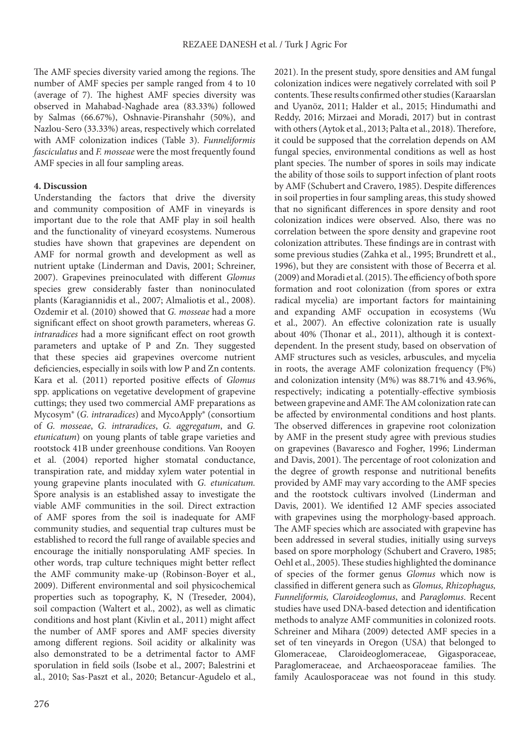The AMF species diversity varied among the regions. The number of AMF species per sample ranged from 4 to 10 (average of 7). The highest AMF species diversity was observed in Mahabad-Naghade area (83.33%) followed by Salmas (66.67%), Oshnavie-Piranshahr (50%), and Nazlou-Sero (33.33%) areas, respectively which correlated with AMF colonization indices (Table 3). *Funneliformis fasciculatus* and *F. mosseae* were the most frequently found AMF species in all four sampling areas.

## 4. Discussion

Understanding the factors that drive the diversity and community composition of AMF in vineyards is important due to the role that AMF play in soil health and the functionality of vineyard ecosystems. Numerous studies have shown that grapevines are dependent on AMF for normal growth and development as well as nutrient uptake (Linderman and Davis, 2001; Schreiner, 2007). Grapevines preinoculated with different *Glomus* species grew considerably faster than noninoculated plants (Karagiannidis et al., 2007; Almaliotis et al., 2008). Ozdemir et al. (2010) showed that *G. mosseae* had a more significant effect on shoot growth parameters, whereas *G. intraradices* had a more significant effect on root growth parameters and uptake of P and Zn. They suggested that these species aid grapevines overcome nutrient deficiencies, especially in soils with low P and Zn contents. Kara et al. (2011) reported positive effects of *Glomus* spp. applications on vegetative development of grapevine cuttings; they used two commercial AMF preparations as Mycosym® (*G. intraradices*) and MycoApply® (consortium of *G. mosseae*, *G. intraradices*, *G. aggregatum*, and *G. etunicatum*) on young plants of table grape varieties and rootstock 41B under greenhouse conditions. Van Rooyen et al. (2004) reported higher stomatal conductance, transpiration rate, and midday xylem water potential in young grapevine plants inoculated with *G. etunicatum.* Spore analysis is an established assay to investigate the viable AMF communities in the soil. Direct extraction of AMF spores from the soil is inadequate for AMF community studies, and sequential trap cultures must be established to record the full range of available species and encourage the initially nonsporulating AMF species. In other words, trap culture techniques might better reflect the AMF community make-up (Robinson-Boyer et al., 2009). Different environmental and soil physicochemical properties such as topography, K, N (Treseder, 2004), soil compaction (Waltert et al., 2002), as well as climatic conditions and host plant (Kivlin et al., 2011) might affect the number of AMF spores and AMF species diversity among different regions. Soil acidity or alkalinity was also demonstrated to be a detrimental factor to AMF sporulation in field soils (Isobe et al., 2007; Balestrini et al., 2010; Sas-Paszt et al., 2020; Betancur-Agudelo et al., 2021). In the present study, spore densities and AM fungal colonization indices were negatively correlated with soil P contents. These results confirmed other studies (Karaarslan and Uyanöz, 2011; Halder et al., 2015; Hindumathi and Reddy, 2016; Mirzaei and Moradi, 2017) but in contrast with others (Aytok et al., 2013; Palta et al., 2018). Therefore, it could be supposed that the correlation depends on AM fungal species, environmental conditions as well as host plant species. The number of spores in soils may indicate the ability of those soils to support infection of plant roots by AMF (Schubert and Cravero, 1985). Despite differences in soil properties in four sampling areas, this study showed that no significant differences in spore density and root colonization indices were observed. Also, there was no correlation between the spore density and grapevine root colonization attributes. These findings are in contrast with some previous studies (Zahka et al., 1995; Brundrett et al., 1996), but they are consistent with those of Becerra et al. (2009) and Moradi et al. (2015). The efficiency of both spore formation and root colonization (from spores or extra radical mycelia) are important factors for maintaining and expanding AMF occupation in ecosystems (Wu et al., 2007). An effective colonization rate is usually about 40% (Thonar et al., 2011), although it is context-dependent. In the present study, based on observation of AMF structures such as vesicles, arbuscules, and mycelia in roots, the average AMF colonization frequency (F%) and colonization intensity (M%) was 88.71% and 43.96%, respectively; indicating a potentially-effective symbiosis between grapevine and AMF. The AM colonization rate can be affected by environmental conditions and host plants. The observed differences in grapevine root colonization by AMF in the present study agree with previous studies on grapevines (Bavaresco and Fogher, 1996; Linderman and Davis, 2001). The percentage of root colonization and the degree of growth response and nutritional benefits provided by AMF may vary according to the AMF species and the rootstock cultivars involved (Linderman and Davis, 2001). We identified 12 AMF species associated with grapevines using the morphology-based approach. The AMF species which are associated with grapevine has been addressed in several studies, initially using surveys based on spore morphology (Schubert and Cravero, 1985; Oehl et al., 2005). These studies highlighted the dominance of species of the former genus *Glomus* which now is classified in different genera such as *Glomus, Rhizophagus, Funneliformis, Claroideoglomus*, and *Paraglomus*. Recent studies have used DNA-based detection and identification methods to analyze AMF communities in colonized roots. Schreiner and Mihara (2009) detected AMF species in a set of ten vineyards in Oregon (USA) that belonged to Glomeraceae, Claroideoglomeraceae, Gigasporaceae, Paraglomeraceae, and Archaeosporaceae families. The family Acaulosporaceae was not found in this study.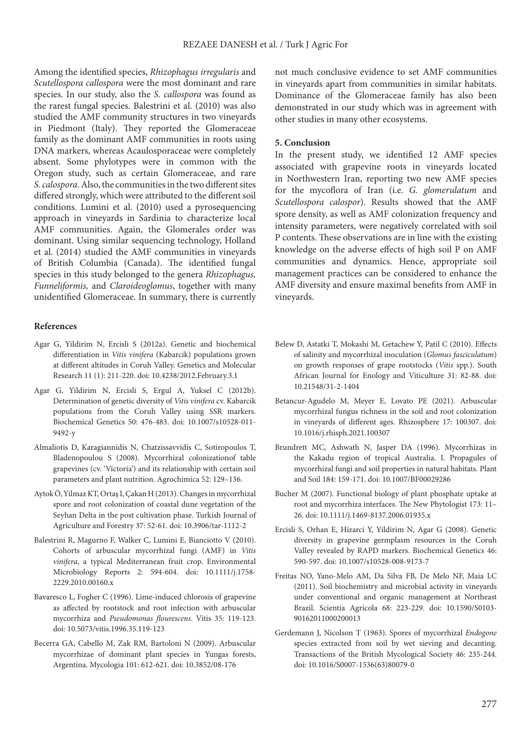Among the identified species, *Rhizophagus irregularis* and *Scutellospora callospora* were the most dominant and rare species. In our study, also the *S. callospora* was found as the rarest fungal species. Balestrini et al. (2010) was also studied the AMF community structures in two vineyards in Piedmont (Italy). They reported the Glomeraceae family as the dominant AMF communities in roots using DNA markers, whereas Acaulosporaceae were completely absent. Some phylotypes were in common with the Oregon study, such as certain Glomeraceae, and rare *S. calospora*. Also, the communities in the two different sites differed strongly, which were attributed to the different soil conditions. Lumini et al. (2010) used a pyrosequencing approach in vineyards in Sardinia to characterize local AMF communities. Again, the Glomerales order was dominant. Using similar sequencing technology, Holland et al. (2014) studied the AMF communities in vineyards of British Columbia (Canada). The identified fungal species in this study belonged to the genera *Rhizophagus, Funneliformis,* and *Claroideoglomus*, together with many unidentified Glomeraceae. In summary, there is currently not much conclusive evidence to set AMF communities in vineyards apart from communities in similar habitats. Dominance of the Glomeraceae family has also been demonstrated in our study which was in agreement with other studies in many other ecosystems.

## 5. Conclusion

In the present study, we identified 12 AMF species associated with grapevine roots in vineyards located in Northwestern Iran, reporting two new AMF species for the mycoflora of Iran (i.e. *G. glomerulatum* and *Scutellospora calospor*). Results showed that the AMF spore density, as well as AMF colonization frequency and intensity parameters, were negatively correlated with soil P contents. These observations are in line with the existing knowledge on the adverse effects of high soil P on AMF communities and dynamics. Hence, appropriate soil management practices can be considered to enhance the AMF diversity and ensure maximal benefits from AMF in vineyards.

## References

Agar G, Yildirim N, Ercisli S (2012a). Genetic and biochemical differentiation in *Vitis vinifera* (Kabarcik) populations grown at different altitudes in Coruh Valley. Genetics and Molecular Research 11 (1): 211-220. doi: 10.4238/2012.February.3.1

Agar G, Yildirim N, Ercisli S, Ergul A, Yuksel C (2012b). Determination of genetic diversity of *Vitis vinifera* cv. Kabarcik populations from the Coruh Valley using SSR markers. Biochemical Genetics 50: 476-483. doi: 10.1007/s10528-011-9492-y

Almaliotis D, Karagiannidis N, Chatzissavvidis C, Sotiropoulos T, Bladenopoulou S (2008). Mycorrhizal colonizationof table grapevines (cv. 'Victoria') and its relationship with certain soil parameters and plant nutrition. Agrochimica 52: 129–136.

Aytok Ö, Yilmaz KT, Ortaş I, Çakan H (2013). Changes in mycorrhizal spore and root colonization of coastal dune vegetation of the Seyhan Delta in the post cultivation phase. Turkish Journal of Agriculture and Forestry 37: 52-61. doi: 10.3906/tar-1112-2

Balestrini R, Magurno F, Walker C, Lumini E, Bianciotto V (2010). Cohorts of arbuscular mycorrhizal fungi (AMF) in *Vitis vinifera*, a typical Mediterranean fruit crop. Environmental Microbiology Reports 2: 594-604. doi: 10.1111/j.1758-2229.2010.00160.x

Bavaresco L, Fogher C (1996). Lime-induced chlorosis of grapevine as affected by rootstock and root infection with arbuscular mycorrhiza and *Pseudomonas flourescens*. Vitis 35: 119-123. doi: 10.5073/vitis.1996.35.119-123

Becerra GA, Cabello M, Zak RM, Bartoloni N (2009). Arbuscular mycorrhizae of dominant plant species in Yungas forests, Argentina. Mycologia 101: 612-621. doi: 10.3852/08-176

Belew D, Astatki T, Mokashi M, Getachew Y, Patil C (2010). Effects of salinity and mycorrhizal inoculation (*Glomus fasciculatum*) on growth responses of grape rootstocks (*Vitis* spp.). South African Journal for Enology and Viticulture 31: 82-88. doi: 10.21548/31-2-1404

Betancur-Agudelo M, Meyer E, Lovato PE (2021). Arbuscular mycorrhizal fungus richness in the soil and root colonization in vineyards of different ages. Rhizosphere 17: 100307. doi: 10.1016/j.rhisph.2021.100307

Brundrett MC, Ashwath N, Jasper DA (1996). Mycorrhizas in the Kakadu region of tropical Australia. I. Propagules of mycorrhizal fungi and soil properties in natural habitats. Plant and Soil 184: 159-171. doi: 10.1007/BF00029286

Bucher M (2007). Functional biology of plant phosphate uptake at root and mycorrhiza interfaces. The New Phytologist 173: 11–26. doi: 10.1111/j.1469-8137.2006.01935.x

Ercisli S, Orhan E, Hizarci Y, Yildirim N, Agar G (2008). Genetic diversity in grapevine germplasm resources in the Coruh Valley revealed by RAPD markers. Biochemical Genetics 46: 590-597. doi: 10.1007/s10528-008-9173-7

Freitas NO, Yano-Melo AM, Da Silva FB, De Melo NF, Maia LC (2011). Soil biochemistry and microbial activity in vineyards under conventional and organic management at Northeast Brazil. Scientia Agricola 68: 223-229. doi: 10.1590/S0103-90162011000200013

Gerdemann J, Nicolson T (1963). Spores of mycorrhizal *Endogone* species extracted from soil by wet sieving and decanting. Transactions of the British Mycological Society 46: 235-244. doi: 10.1016/S0007-1536(63)80079-0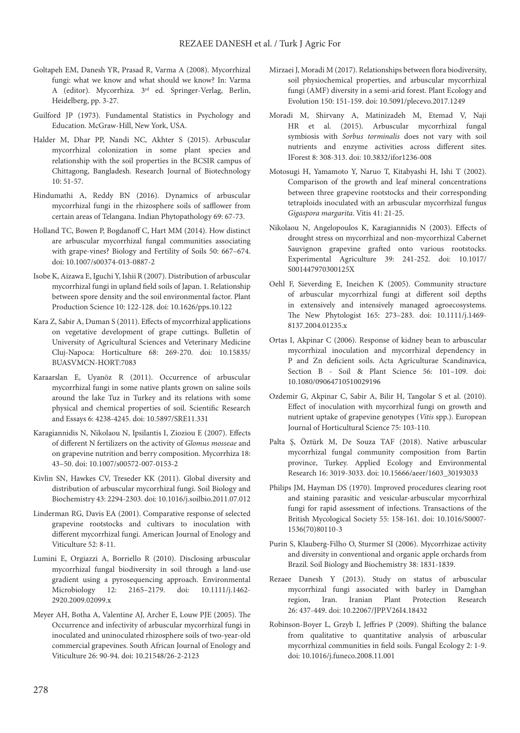Goltapeh EM, Danesh YR, Prasad R, Varma A (2008). Mycorrhizal fungi: what we know and what should we know? In: Varma A (editor). Mycorrhiza. 3rd ed. Springer-Verlag, Berlin, Heidelberg, pp. 3-27.

Guilford JP (1973). Fundamental Statistics in Psychology and Education. McGraw-Hill, New York, USA.

Halder M, Dhar PP, Nandi NC, Akhter S (2015). Arbuscular mycorrhizal colonization in some plant species and relationship with the soil properties in the BCSIR campus of Chittagong, Bangladesh. Research Journal of Biotechnology 10: 51-57.

Hindumathi A, Reddy BN (2016). Dynamics of arbuscular mycorrhizal fungi in the rhizosphere soils of safflower from certain areas of Telangana. Indian Phytopathology 69: 67-73.

Holland TC, Bowen P, Bogdanoff C, Hart MM (2014). How distinct are arbuscular mycorrhizal fungal communities associating with grape-vines? Biology and Fertility of Soils 50: 667–674. doi: 10.1007/s00374-013-0887-2

Isobe K, Aizawa E, Iguchi Y, Ishii R (2007). Distribution of arbuscular mycorrhizal fungi in upland field soils of Japan. 1. Relationship between spore density and the soil environmental factor. Plant Production Science 10: 122-128. doi: 10.1626/pps.10.122

Kara Z, Sabir A, Duman S (2011). Effects of mycorrhizal applications on vegetative development of grape cuttings. Bulletin of University of Agricultural Sciences and Veterinary Medicine Cluj-Napoca: Horticulture 68: 269-270. doi: 10.15835/BUASVMCN-HORT:7083

Karaarslan E, Uyanöz R (2011). Occurrence of arbuscular mycorrhizal fungi in some native plants grown on saline soils around the lake Tuz in Turkey and its relations with some physical and chemical properties of soil. Scientific Research and Essays 6: 4238-4245. doi: 10.5897/SRE11.331

Karagiannidis N, Nikolaou N, Ipsilantis I, Zioziou E (2007). Effects of different N fertilizers on the activity of *Glomus mosseae* and on grapevine nutrition and berry composition. Mycorrhiza 18: 43–50. doi: 10.1007/s00572-007-0153-2

Kivlin SN, Hawkes CV, Treseder KK (2011). Global diversity and distribution of arbuscular mycorrhizal fungi. Soil Biology and Biochemistry 43: 2294-2303. doi: 10.1016/j.soilbio.2011.07.012

Linderman RG, Davis EA (2001). Comparative response of selected grapevine rootstocks and cultivars to inoculation with different mycorrhizal fungi. American Journal of Enology and Viticulture 52: 8-11.

Lumini E, Orgiazzi A, Borriello R (2010). Disclosing arbuscular mycorrhizal fungal biodiversity in soil through a land-use gradient using a pyrosequencing approach. Environmental Microbiology 12: 2165–2179. doi: 10.1111/j.1462-2920.2009.02099.x

Meyer AH, Botha A, Valentine AJ, Archer E, Louw PJE (2005). The Occurrence and infectivity of arbuscular mycorrhizal fungi in inoculated and uninoculated rhizosphere soils of two-year-old commercial grapevines. South African Journal of Enology and Viticulture 26: 90-94. doi: 10.21548/26-2-2123

Mirzaei J, Moradi M (2017). Relationships between flora biodiversity, soil physiochemical properties, and arbuscular mycorrhizal fungi (AMF) diversity in a semi-arid forest. Plant Ecology and Evolution 150: 151-159. doi: 10.5091/plecevo.2017.1249

Moradi M, Shirvany A, Matinizadeh M, Etemad V, Naji HR et al. (2015). Arbuscular mycorrhizal fungal symbiosis with *Sorbus torminalis* does not vary with soil nutrients and enzyme activities across different sites. IForest 8: 308-313. doi: 10.3832/ifor1236-008

Motosugi H, Yamamoto Y, Naruo T, Kitabyashi H, Ishi T (2002). Comparison of the growth and leaf mineral concentrations between three grapevine rootstocks and their corresponding tetraploids inoculated with an arbuscular mycorrhizal fungus *Gigaspora margarita*. Vitis 41: 21-25.

Nikolaou N, Angelopoulos K, Karagiannidis N (2003). Effects of drought stress on mycorrhizal and non-mycorrhizal Cabernet Sauvignon grapevine grafted onto various rootstocks. Experimental Agriculture 39: 241-252. doi: 10.1017/S001447970300125X

Oehl F, Sieverding E, Ineichen K (2005). Community structure of arbuscular mycorrhizal fungi at different soil depths in extensively and intensively managed agroecosystems. The New Phytologist 165: 273–283. doi: 10.1111/j.1469-8137.2004.01235.x

Ortas I, Akpinar C (2006). Response of kidney bean to arbuscular mycorrhizal inoculation and mycorrhizal dependency in P and Zn deficient soils. Acta Agriculturae Scandinavica, Section B - Soil & Plant Science 56: 101–109. doi: 10.1080/09064710510029196

Ozdemir G, Akpinar C, Sabir A, Bilir H, Tangolar S et al. (2010). Effect of inoculation with mycorrhizal fungi on growth and nutrient uptake of grapevine genotypes (*Vitis* spp.). European Journal of Horticultural Science 75: 103-110.

Palta Ş, Öztürk M, De Souza TAF (2018). Native arbuscular mycorrhizal fungal community composition from Bartin province, Turkey. Applied Ecology and Environmental Research 16: 3019-3033. doi: 10.15666/aeer/1603_30193033

Philips JM, Hayman DS (1970). Improved procedures clearing root and staining parasitic and vesicular-arbuscular mycorrhizal fungi for rapid assessment of infections. Transactions of the British Mycological Society 55: 158-161. doi: 10.1016/S0007-1536(70)80110-3

Purin S, Klauberg-Filho O, Sturmer SI (2006). Mycorrhizae activity and diversity in conventional and organic apple orchards from Brazil. Soil Biology and Biochemistry 38: 1831-1839.

Rezaee Danesh Y (2013). Study on status of arbuscular mycorrhizal fungi associated with barley in Damghan region, Iran. Iranian Plant Protection Research 26: 437-449. doi: 10.22067/JPP.V26I4.18432

Robinson-Boyer L, Grzyb I, Jeffries P (2009). Shifting the balance from qualitative to quantitative analysis of arbuscular mycorrhizal communities in field soils. Fungal Ecology 2: 1-9. doi: 10.1016/j.funeco.2008.11.001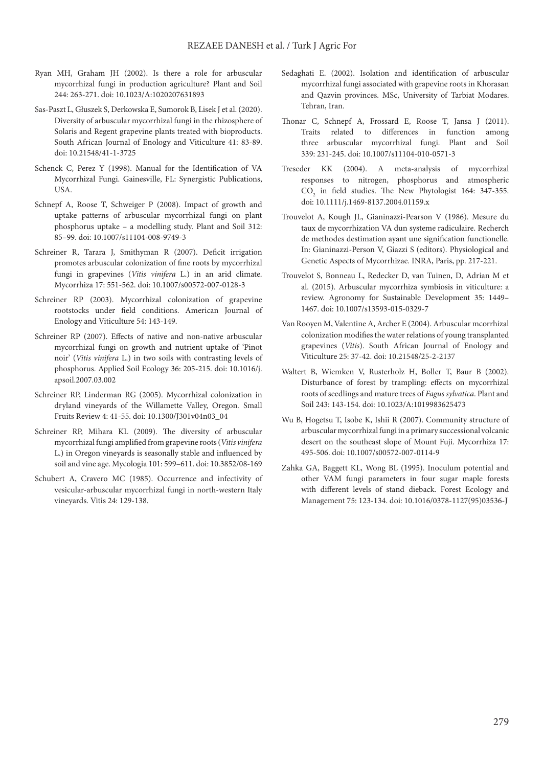Ryan MH, Graham JH (2002). Is there a role for arbuscular mycorrhizal fungi in production agriculture? Plant and Soil 244: 263-271. doi: 10.1023/A:1020207631893

Sas-Paszt L, Głuszek S, Derkowska E, Sumorok B, Lisek J et al. (2020). Diversity of arbuscular mycorrhizal fungi in the rhizosphere of Solaris and Regent grapevine plants treated with bioproducts. South African Journal of Enology and Viticulture 41: 83-89. doi: 10.21548/41-1-3725

Schenck C, Perez Y (1998). Manual for the Identification of VA Mycorrhizal Fungi. Gainesville, FL: Synergistic Publications, USA.

Schnepf A, Roose T, Schweiger P (2008). Impact of growth and uptake patterns of arbuscular mycorrhizal fungi on plant phosphorus uptake – a modelling study. Plant and Soil 312: 85–99. doi: 10.1007/s11104-008-9749-3

Schreiner R, Tarara J, Smithyman R (2007). Deficit irrigation promotes arbuscular colonization of fine roots by mycorrhizal fungi in grapevines (*Vitis vinifera* L.) in an arid climate. Mycorrhiza 17: 551-562. doi: 10.1007/s00572-007-0128-3

Schreiner RP (2003). Mycorrhizal colonization of grapevine rootstocks under field conditions. American Journal of Enology and Viticulture 54: 143-149.

Schreiner RP (2007). Effects of native and non-native arbuscular mycorrhizal fungi on growth and nutrient uptake of 'Pinot noir' (*Vitis vinifera* L.) in two soils with contrasting levels of phosphorus. Applied Soil Ecology 36: 205-215. doi: 10.1016/j.apsoil.2007.03.002

Schreiner RP, Linderman RG (2005). Mycorrhizal colonization in dryland vineyards of the Willamette Valley, Oregon. Small Fruits Review 4: 41-55. doi: 10.1300/J301v04n03_04

Schreiner RP, Mihara KL (2009). The diversity of arbuscular mycorrhizal fungi amplified from grapevine roots (*Vitis vinifera* L.) in Oregon vineyards is seasonally stable and influenced by soil and vine age. Mycologia 101: 599–611. doi: 10.3852/08-169

Schubert A, Cravero MC (1985). Occurrence and infectivity of vesicular-arbuscular mycorrhizal fungi in north-western Italy vineyards. Vitis 24: 129-138.

Sedaghati E. (2002). Isolation and identification of arbuscular mycorrhizal fungi associated with grapevine roots in Khorasan and Qazvin provinces. MSc, University of Tarbiat Modares. Tehran, Iran.

Thonar C, Schnepf A, Frossard E, Roose T, Jansa J (2011). Traits related to differences in function among three arbuscular mycorrhizal fungi. Plant and Soil 339: 231-245. doi: 10.1007/s11104-010-0571-3

Treseder KK (2004). A meta-analysis of mycorrhizal responses to nitrogen, phosphorus and atmospheric $CO_2$ in field studies. The New Phytologist 164: 347-355. doi: 10.1111/j.1469-8137.2004.01159.x

Trouvelot A, Kough JL, Gianinazzi-Pearson V (1986). Mesure du taux de mycorrhization VA dun systeme radiculaire. Recherch de methodes destimation ayant une signification functionelle. In: Gianinazzi-Person V, Giazzi S (editors). Physiological and Genetic Aspects of Mycorrhizae. INRA, Paris, pp. 217-221.

Trouvelot S, Bonneau L, Redecker D, van Tuinen, D, Adrian M et al. (2015). Arbuscular mycorrhiza symbiosis in viticulture: a review. Agronomy for Sustainable Development 35: 1449–1467. doi: 10.1007/s13593-015-0329-7

Van Rooyen M, Valentine A, Archer E (2004). Arbuscular mcorrhizal colonization modifies the water relations of young transplanted grapevines (*Vitis*). South African Journal of Enology and Viticulture 25: 37-42. doi: 10.21548/25-2-2137

Waltert B, Wiemken V, Rusterholz H, Boller T, Baur B (2002). Disturbance of forest by trampling: effects on mycorrhizal roots of seedlings and mature trees of *Fagus sylvatica*. Plant and Soil 243: 143-154. doi: 10.1023/A:1019983625473

Wu B, Hogetsu T, Isobe K, Ishii R (2007). Community structure of arbuscular mycorrhizal fungi in a primary successional volcanic desert on the southeast slope of Mount Fuji. Mycorrhiza 17: 495-506. doi: 10.1007/s00572-007-0114-9

Zahka GA, Baggett KL, Wong BL (1995). Inoculum potential and other VAM fungi parameters in four sugar maple forests with different levels of stand dieback. Forest Ecology and Management 75: 123-134. doi: 10.1016/0378-1127(95)03536-J